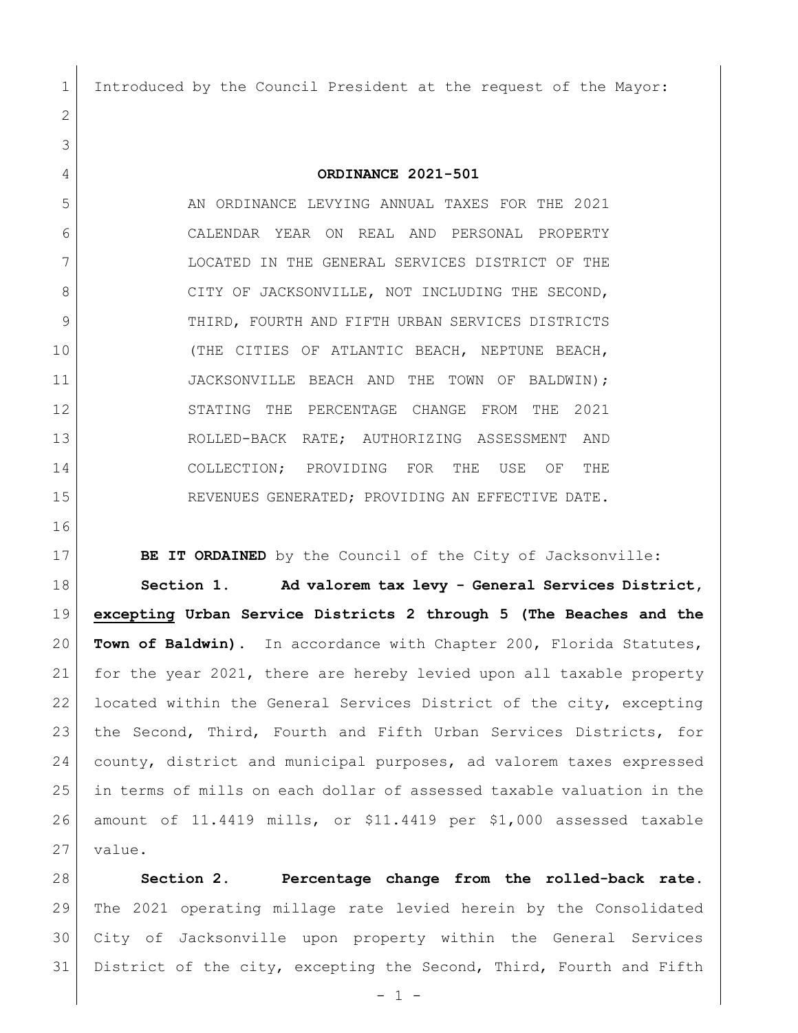Introduced by the Council President at the request of the Mayor:

**ORDINANCE 2021-501**

AN ORDINANCE LEVYING ANNUAL TAXES FOR THE 2021 CALENDAR YEAR ON REAL AND PERSONAL PROPERTY LOCATED IN THE GENERAL SERVICES DISTRICT OF THE CITY OF JACKSONVILLE, NOT INCLUDING THE SECOND, THIRD, FOURTH AND FIFTH URBAN SERVICES DISTRICTS (THE CITIES OF ATLANTIC BEACH, NEPTUNE BEACH, JACKSONVILLE BEACH AND THE TOWN OF BALDWIN); STATING THE PERCENTAGE CHANGE FROM THE 2021 ROLLED-BACK RATE; AUTHORIZING ASSESSMENT AND COLLECTION; PROVIDING FOR THE USE OF THE REVENUES GENERATED; PROVIDING AN EFFECTIVE DATE.

**BE IT ORDAINED** by the Council of the City of Jacksonville:

**Section 1. Ad valorem tax levy - General Services District, excepting Urban Service Districts 2 through 5 (The Beaches and the Town of Baldwin).** In accordance with Chapter 200, Florida Statutes, for the year 2021, there are hereby levied upon all taxable property located within the General Services District of the city, excepting the Second, Third, Fourth and Fifth Urban Services Districts, for county, district and municipal purposes, ad valorem taxes expressed in terms of mills on each dollar of assessed taxable valuation in the amount of 11.4419 mills, or $11.4419 per $1,000 assessed taxable value.

**Section 2. Percentage change from the rolled-back rate.** The 2021 operating millage rate levied herein by the Consolidated City of Jacksonville upon property within the General Services District of the city, excepting the Second, Third, Fourth and Fifth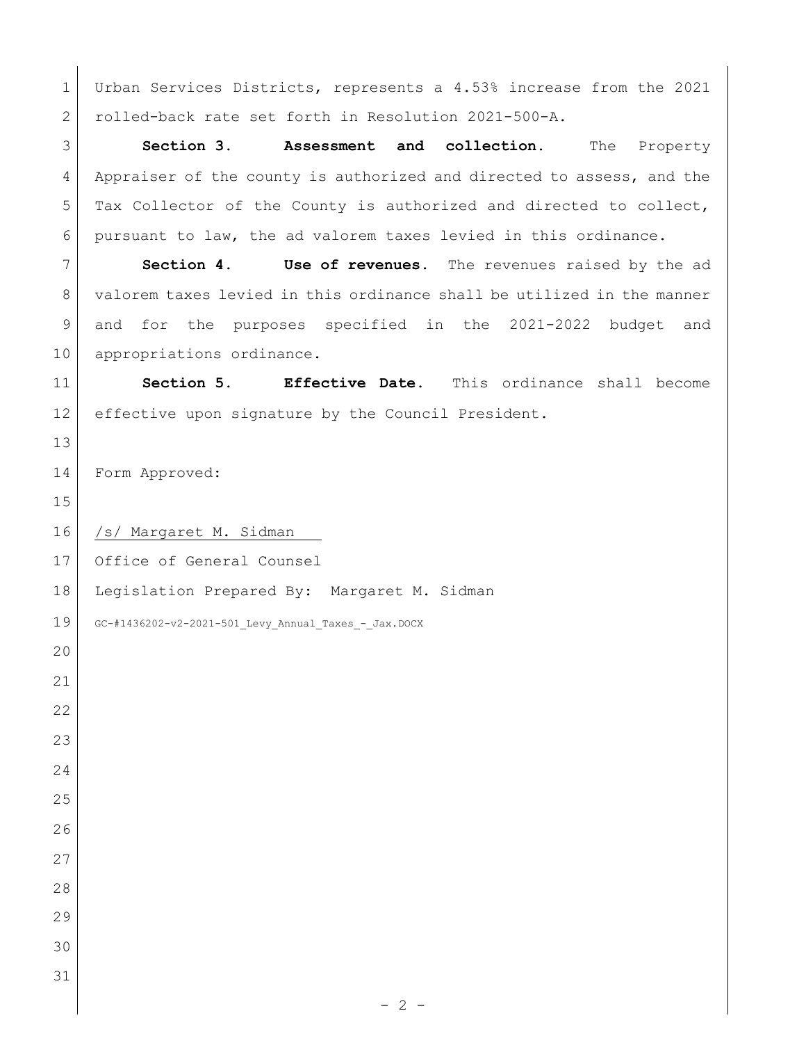Urban Services Districts, represents a 4.53% increase from the 2021 rolled-back rate set forth in Resolution 2021-500-A.

**Section 3. Assessment and collection.** The Property Appraiser of the county is authorized and directed to assess, and the Tax Collector of the County is authorized and directed to collect, pursuant to law, the ad valorem taxes levied in this ordinance.

**Section 4. Use of revenues.** The revenues raised by the ad valorem taxes levied in this ordinance shall be utilized in the manner and for the purposes specified in the 2021-2022 budget and appropriations ordinance.

**Section 5. Effective Date.** This ordinance shall become effective upon signature by the Council President.

Form Approved:

/s/ Margaret M. Sidman

Office of General Counsel

Legislation Prepared By: Margaret M. Sidman

GC-#1436202-v2-2021-501_Levy_Annual_Taxes_-_Jax.DOCX